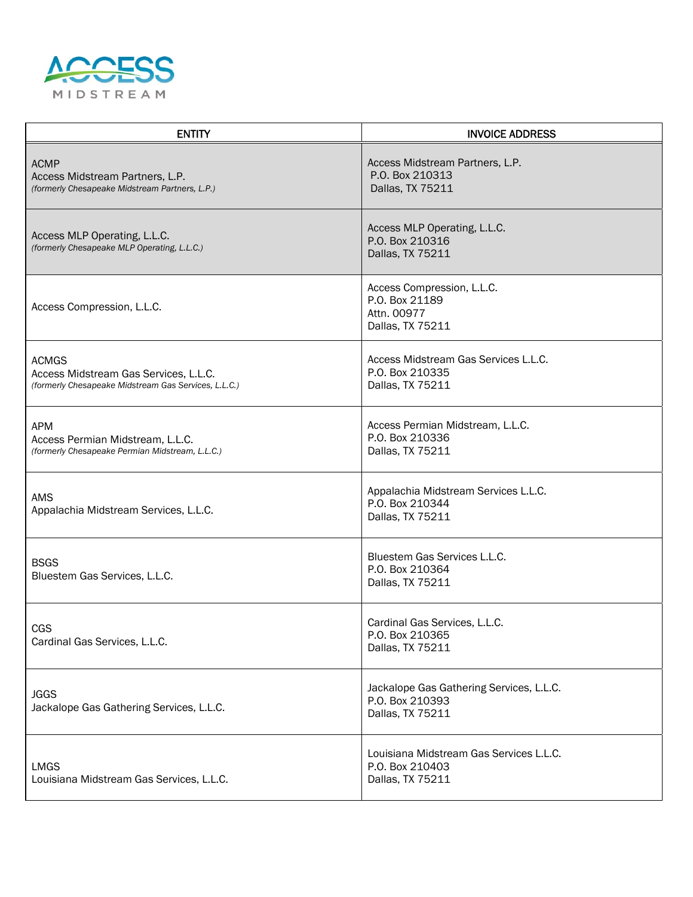ACCESS MIDSTREAM

| ENTITY | INVOICE ADDRESS |
| --- | --- |
| ACMP<br>Access Midstream Partners, L.P.<br>*(formerly Chesapeake Midstream Partners, L.P.)* | Access Midstream Partners, L.P.<br>P.O. Box 210313<br>Dallas, TX 75211 |
| Access MLP Operating, L.L.C.<br>*(formerly Chesapeake MLP Operating, L.L.C.)* | Access MLP Operating, L.L.C.<br>P.O. Box 210316<br>Dallas, TX 75211 |
| Access Compression, L.L.C. | Access Compression, L.L.C.<br>P.O. Box 21189<br>Attn. 00977<br>Dallas, TX 75211 |
| ACMGS<br>Access Midstream Gas Services, L.L.C.<br>*(formerly Chesapeake Midstream Gas Services, L.L.C.)* | Access Midstream Gas Services L.L.C.<br>P.O. Box 210335<br>Dallas, TX 75211 |
| APM<br>Access Permian Midstream, L.L.C.<br>*(formerly Chesapeake Permian Midstream, L.L.C.)* | Access Permian Midstream, L.L.C.<br>P.O. Box 210336<br>Dallas, TX 75211 |
| AMS<br>Appalachia Midstream Services, L.L.C. | Appalachia Midstream Services L.L.C.<br>P.O. Box 210344<br>Dallas, TX 75211 |
| BSGS<br>Bluestem Gas Services, L.L.C. | Bluestem Gas Services L.L.C.<br>P.O. Box 210364<br>Dallas, TX 75211 |
| CGS<br>Cardinal Gas Services, L.L.C. | Cardinal Gas Services, L.L.C.<br>P.O. Box 210365<br>Dallas, TX 75211 |
| JGGS<br>Jackalope Gas Gathering Services, L.L.C. | Jackalope Gas Gathering Services, L.L.C.<br>P.O. Box 210393<br>Dallas, TX 75211 |
| LMGS<br>Louisiana Midstream Gas Services, L.L.C. | Louisiana Midstream Gas Services L.L.C.<br>P.O. Box 210403<br>Dallas, TX 75211 |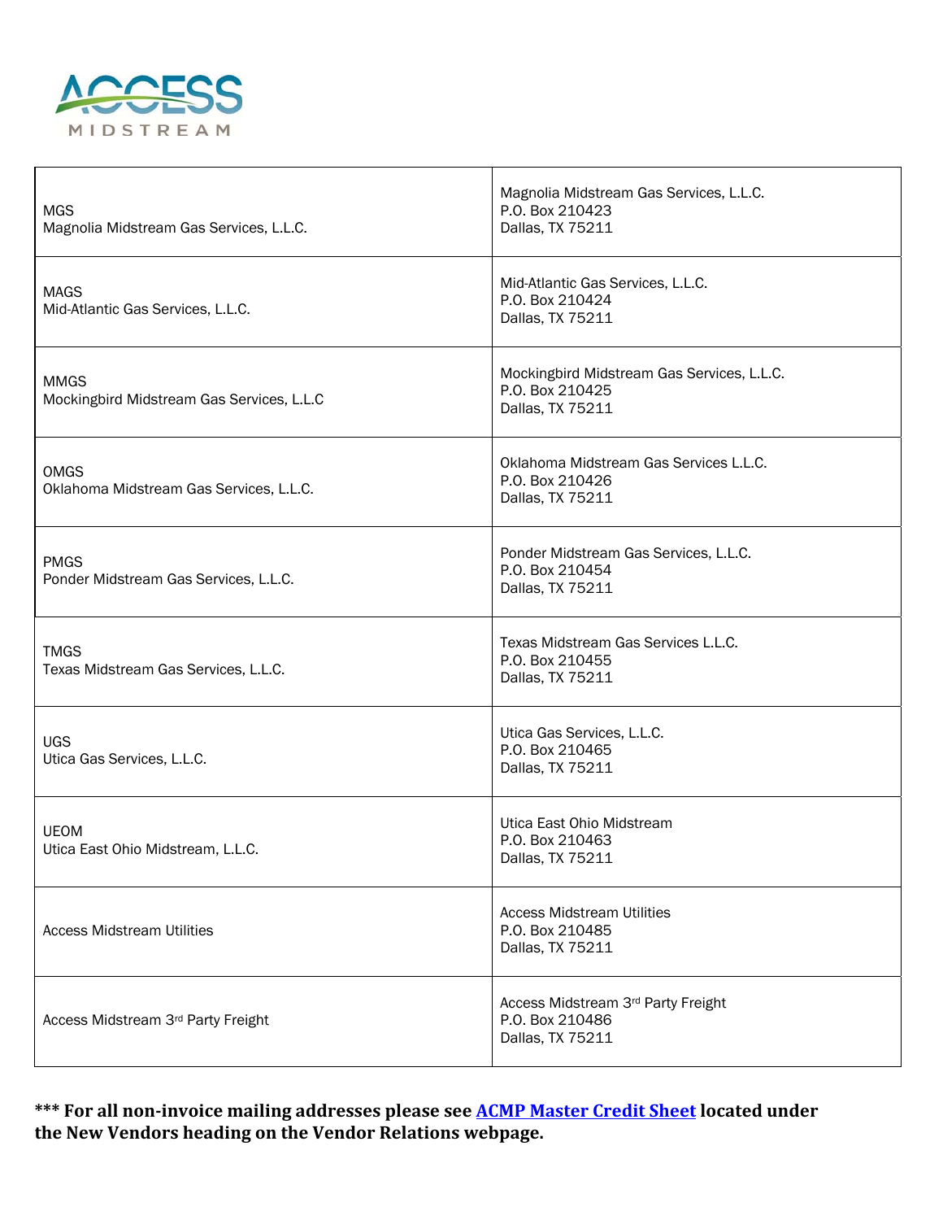| | |
|---|---|
| MGS<br>Magnolia Midstream Gas Services, L.L.C. | Magnolia Midstream Gas Services, L.L.C.<br>P.O. Box 210423<br>Dallas, TX 75211 |
| MAGS<br>Mid-Atlantic Gas Services, L.L.C. | Mid-Atlantic Gas Services, L.L.C.<br>P.O. Box 210424<br>Dallas, TX 75211 |
| MMGS<br>Mockingbird Midstream Gas Services, L.L.C | Mockingbird Midstream Gas Services, L.L.C.<br>P.O. Box 210425<br>Dallas, TX 75211 |
| OMGS<br>Oklahoma Midstream Gas Services, L.L.C. | Oklahoma Midstream Gas Services L.L.C.<br>P.O. Box 210426<br>Dallas, TX 75211 |
| PMGS<br>Ponder Midstream Gas Services, L.L.C. | Ponder Midstream Gas Services, L.L.C.<br>P.O. Box 210454<br>Dallas, TX 75211 |
| TMGS<br>Texas Midstream Gas Services, L.L.C. | Texas Midstream Gas Services L.L.C.<br>P.O. Box 210455<br>Dallas, TX 75211 |
| UGS<br>Utica Gas Services, L.L.C. | Utica Gas Services, L.L.C.<br>P.O. Box 210465<br>Dallas, TX 75211 |
| UEOM<br>Utica East Ohio Midstream, L.L.C. | Utica East Ohio Midstream<br>P.O. Box 210463<br>Dallas, TX 75211 |
| Access Midstream Utilities | Access Midstream Utilities<br>P.O. Box 210485<br>Dallas, TX 75211 |
| Access Midstream 3rd Party Freight | Access Midstream 3rd Party Freight<br>P.O. Box 210486<br>Dallas, TX 75211 |

**\*\*\* For all non-invoice mailing addresses please see ACMP Master Credit Sheet located under the New Vendors heading on the Vendor Relations webpage.**